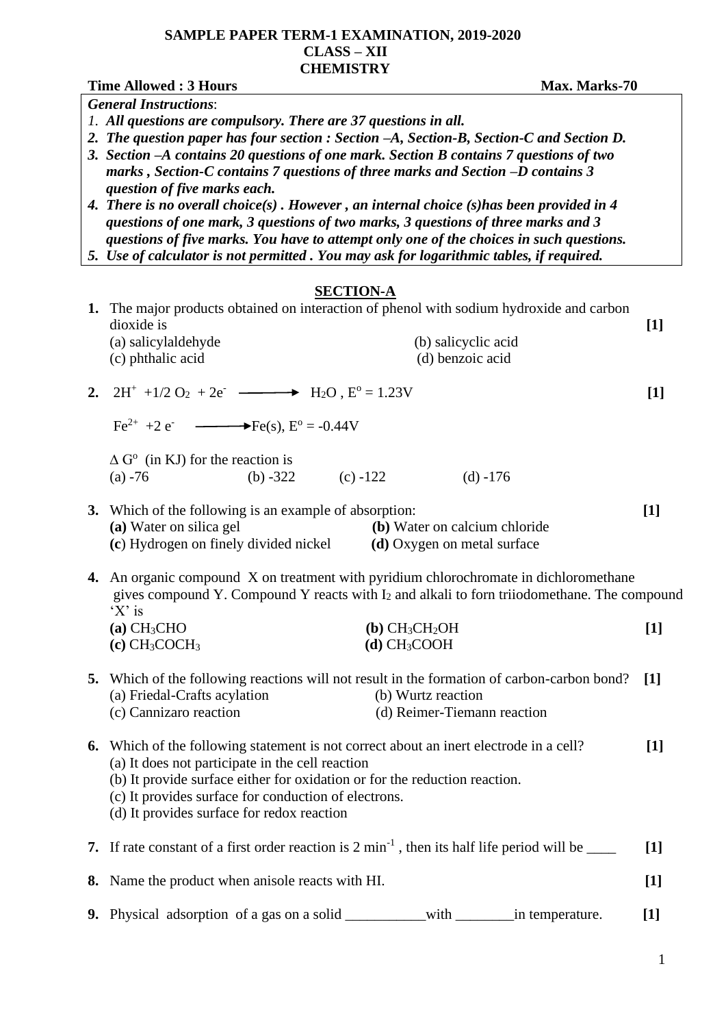**SAMPLE PAPER TERM-1 EXAMINATION, 2019-2020**
**CLASS – XII**
**CHEMISTRY**

**Time Allowed : 3 Hours** **Max. Marks-70**

*General Instructions*:

1. ***All questions are compulsory. There are 37 questions in all.***
2. ***The question paper has four section : Section –A, Section-B, Section-C and Section D.***
3. ***Section –A contains 20 questions of one mark. Section B contains 7 questions of two marks , Section-C contains 7 questions of three marks and Section –D contains 3 question of five marks each.***
4. ***There is no overall choice(s) . However , an internal choice (s)has been provided in 4 questions of one mark, 3 questions of two marks, 3 questions of three marks and 3 questions of five marks. You have to attempt only one of the choices in such questions.***
5. ***Use of calculator is not permitted . You may ask for logarithmic tables, if required.***

## SECTION-A

**1.** The major products obtained on interaction of phenol with sodium hydroxide and carbon dioxide is **[1]**
(a) salicylaldehyde (b) salicyclic acid
(c) phthalic acid (d) benzoic acid

**2.** $2H^+ + 1/2\ O_2 + 2e^- \longrightarrow H_2O$ , $E^o = 1.23V$ **[1]**

$Fe^{2+} + 2\ e^- \longrightarrow Fe(s)$, $E^o = -0.44V$

$\Delta\ G^o$ (in KJ) for the reaction is
(a) -76 (b) -322 (c) -122 (d) -176

**3.** Which of the following is an example of absorption: **[1]**
**(a)** Water on silica gel **(b)** Water on calcium chloride
**(c**) Hydrogen on finely divided nickel **(d)** Oxygen on metal surface

**4.** An organic compound X on treatment with pyridium chlorochromate in dichloromethane gives compound Y. Compound Y reacts with $I_2$ and alkali to forn triiodomethane. The compound 'X' is
**(a)** $CH_3CHO$ **(b)** $CH_3CH_2OH$ **[1]**
**(c)** $CH_3COCH_3$ **(d)** $CH_3COOH$

**5.** Which of the following reactions will not result in the formation of carbon-carbon bond? **[1]**
(a) Friedal-Crafts acylation (b) Wurtz reaction
(c) Cannizaro reaction (d) Reimer-Tiemann reaction

**6.** Which of the following statement is not correct about an inert electrode in a cell? **[1]**
(a) It does not participate in the cell reaction
(b) It provide surface either for oxidation or for the reduction reaction.
(c) It provides surface for conduction of electrons.
(d) It provides surface for redox reaction

**7.** If rate constant of a first order reaction is 2 $min^{-1}$ , then its half life period will be ____ **[1]**

**8.** Name the product when anisole reacts with HI. **[1]**

**9.** Physical adsorption of a gas on a solid ___________with ________in temperature. **[1]**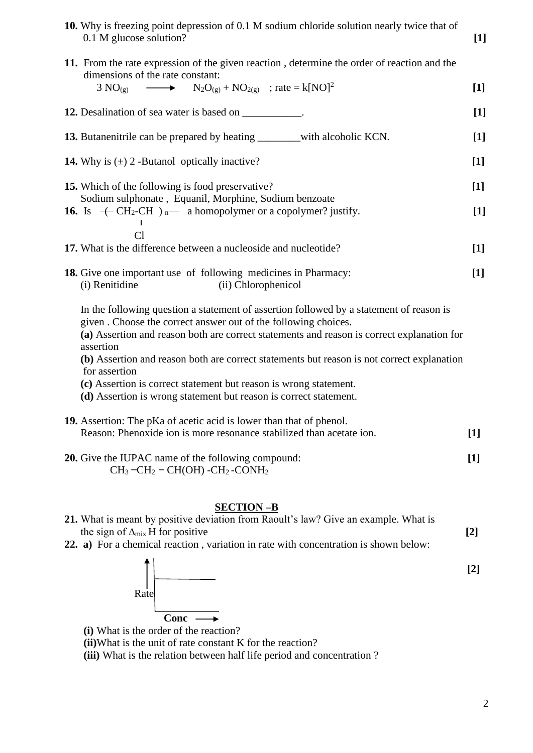**10.** Why is freezing point depression of 0.1 M sodium chloride solution nearly twice that of 0.1 M glucose solution? **[1]**

**11.** From the rate expression of the given reaction , determine the order of reaction and the dimensions of the rate constant:

$$3\ NO_{(g)} \longrightarrow N_2O_{(g)} + NO_{2(g)} \quad ;\ rate = k[NO]^2$$ **[1]**

**12.** Desalination of sea water is based on ___________. **[1]**

**13.** Butanenitrile can be prepared by heating ________with alcoholic KCN. **[1]**

**14.** Why is (±) 2 -Butanol optically inactive? **[1]**

**15.** Which of the following is food preservative? **[1]**
Sodium sulphonate , Equanil, Morphine, Sodium benzoate

**16.** Is $-\!\!\left(\ CH_2\text{-}\underset{\displaystyle Cl}{\underset{|}{CH}}\ \right)_n\!\!-$ a homopolymer or a copolymer? justify. **[1]**

**17.** What is the difference between a nucleoside and nucleotide? **[1]**

**18.** Give one important use of following medicines in Pharmacy: **[1]**
(i) Renitidine (ii) Chlorophenicol

In the following question a statement of assertion followed by a statement of reason is given . Choose the correct answer out of the following choices.
**(a)** Assertion and reason both are correct statements and reason is correct explanation for assertion
**(b)** Assertion and reason both are correct statements but reason is not correct explanation for assertion
**(c)** Assertion is correct statement but reason is wrong statement.
**(d)** Assertion is wrong statement but reason is correct statement.

**19.** Assertion: The pKa of acetic acid is lower than that of phenol.
Reason: Phenoxide ion is more resonance stabilized than acetate ion. **[1]**

**20.** Give the IUPAC name of the following compound: **[1]**

$$CH_3-CH_2-CH(OH)-CH_2-CONH_2$$

## SECTION –B

**21.** What is meant by positive deviation from Raoult's law? Give an example. What is the sign of $\Delta_{mix} H$ for positive **[2]**

**22. a)** For a chemical reaction , variation in rate with concentration is shown below: **[2]**

(Graph: Rate on the vertical axis vs Conc on the horizontal axis; a horizontal straight line)

**(i)** What is the order of the reaction?
**(ii)** What is the unit of rate constant K for the reaction?
**(iii)** What is the relation between half life period and concentration ?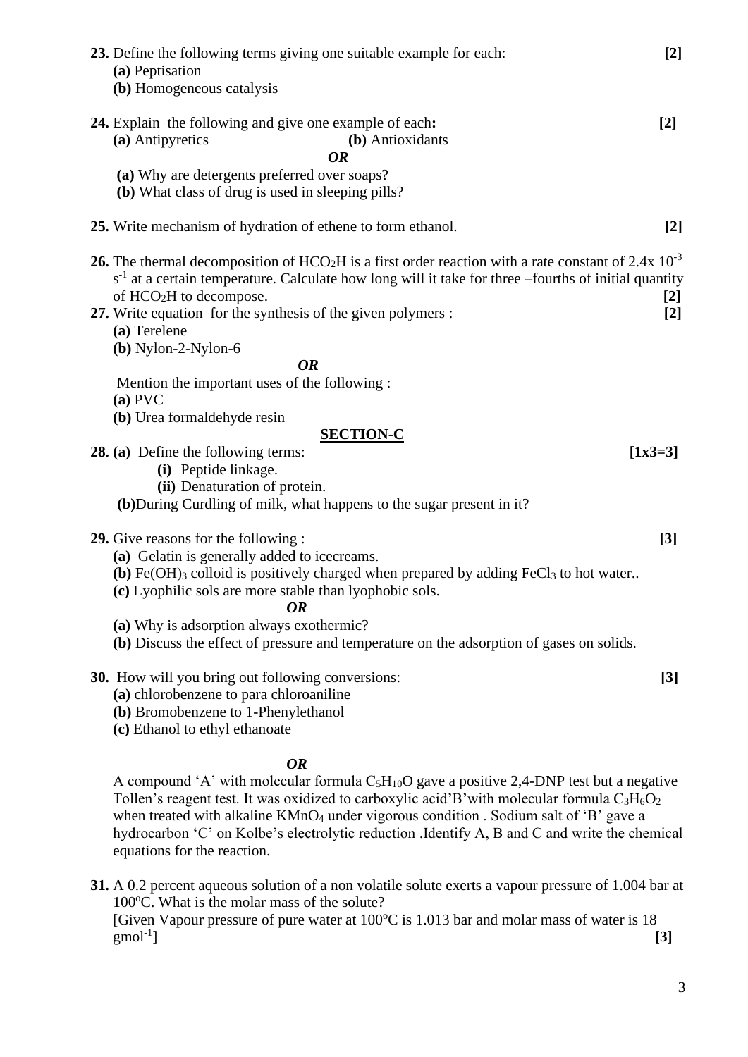**23.** Define the following terms giving one suitable example for each: **[2]**

**(a)** Peptisation

**(b)** Homogeneous catalysis

**24.** Explain the following and give one example of each**:** **[2]**

**(a)** Antipyretics **(b)** Antioxidants

***OR***

**(a)** Why are detergents preferred over soaps?

**(b)** What class of drug is used in sleeping pills?

**25.** Write mechanism of hydration of ethene to form ethanol. **[2]**

**26.** The thermal decomposition of $HCO_2H$ is a first order reaction with a rate constant of $2.4 \times 10^{-3}$ $s^{-1}$ at a certain temperature. Calculate how long will it take for three –fourths of initial quantity of $HCO_2H$ to decompose. **[2]**

**27.** Write equation for the synthesis of the given polymers : **[2]**

**(a)** Terelene

**(b)** Nylon-2-Nylon-6

***OR***

Mention the important uses of the following :

**(a)** PVC

**(b)** Urea formaldehyde resin

## SECTION-C

**28. (a)** Define the following terms: **[1x3=3]**

**(i)** Peptide linkage.

**(ii)** Denaturation of protein.

**(b)**During Curdling of milk, what happens to the sugar present in it?

**29.** Give reasons for the following : **[3]**

**(a)** Gelatin is generally added to icecreams.

**(b)** $Fe(OH)_3$ colloid is positively charged when prepared by adding $FeCl_3$ to hot water..

**(c)** Lyophilic sols are more stable than lyophobic sols.

***OR***

**(a)** Why is adsorption always exothermic?

**(b)** Discuss the effect of pressure and temperature on the adsorption of gases on solids.

**30.** How will you bring out following conversions: **[3]**

**(a)** chlorobenzene to para chloroaniline

**(b)** Bromobenzene to 1-Phenylethanol

**(c)** Ethanol to ethyl ethanoate

***OR***

A compound 'A' with molecular formula $C_5H_{10}O$ gave a positive 2,4-DNP test but a negative Tollen's reagent test. It was oxidized to carboxylic acid'B'with molecular formula $C_3H_6O_2$ when treated with alkaline $KMnO_4$ under vigorous condition . Sodium salt of 'B' gave a hydrocarbon 'C' on Kolbe's electrolytic reduction .Identify A, B and C and write the chemical equations for the reaction.

**31.** A 0.2 percent aqueous solution of a non volatile solute exerts a vapour pressure of 1.004 bar at $100^oC$. What is the molar mass of the solute?

[Given Vapour pressure of pure water at $100^oC$ is 1.013 bar and molar mass of water is 18 $gmol^{-1}$] **[3]**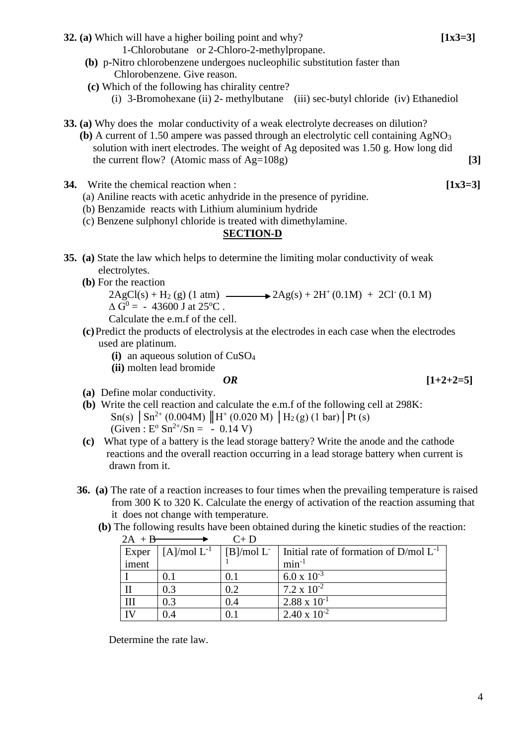**32. (a)** Which will have a higher boiling point and why? **[1x3=3]**

1-Chlorobutane or 2-Chloro-2-methylpropane.

**(b)** p-Nitro chlorobenzene undergoes nucleophilic substitution faster than Chlorobenzene. Give reason.

**(c)** Which of the following has chirality centre?

(i) 3-Bromohexane (ii) 2- methylbutane (iii) sec-butyl chloride (iv) Ethanediol

**33. (a)** Why does the molar conductivity of a weak electrolyte decreases on dilution?

**(b)** A current of 1.50 ampere was passed through an electrolytic cell containing $AgNO_3$ solution with inert electrodes. The weight of Ag deposited was 1.50 g. How long did the current flow? (Atomic mass of Ag=108g) **[3]**

**34.** Write the chemical reaction when : **[1x3=3]**

(a) Aniline reacts with acetic anhydride in the presence of pyridine.

(b) Benzamide reacts with Lithium aluminium hydride

(c) Benzene sulphonyl chloride is treated with dimethylamine.

## SECTION-D

**35. (a)** State the law which helps to determine the limiting molar conductivity of weak electrolytes.

**(b)** For the reaction

$$2AgCl(s) + H_2\,(g)\,(1\text{ atm}) \longrightarrow 2Ag(s) + 2H^+\,(0.1M) + 2Cl^-\,(0.1\text{ M})$$

$\Delta G^0 = -\ 43600$ J at 25°C .

Calculate the e.m.f of the cell.

**(c)** Predict the products of electrolysis at the electrodes in each case when the electrodes used are platinum.

**(i)** an aqueous solution of $CuSO_4$

**(ii)** molten lead bromide

***OR*** **[1+2+2=5]**

**(a)** Define molar conductivity.

**(b)** Write the cell reaction and calculate the e.m.f of the following cell at 298K:

$Sn(s)\ |\ Sn^{2+}\,(0.004M)\ \|\ H^+\,(0.020\text{ M})\ |\ H_2\,(g)\,(1\text{ bar})\ |\ Pt\,(s)$

(Given : $E^o\ Sn^{2+}/Sn = -\ 0.14$ V)

**(c)** What type of a battery is the lead storage battery? Write the anode and the cathode reactions and the overall reaction occurring in a lead storage battery when current is drawn from it.

**36. (a)** The rate of a reaction increases to four times when the prevailing temperature is raised from 300 K to 320 K. Calculate the energy of activation of the reaction assuming that it does not change with temperature.

**(b)** The following results have been obtained during the kinetic studies of the reaction:

$$2A + B \longrightarrow C + D$$

| Experiment | [A]/mol $L^{-1}$ | [B]/mol $L^{-1}$ | Initial rate of formation of D/mol $L^{-1}$ $min^{-1}$ |
|---|---|---|---|
| I | 0.1 | 0.1 | $6.0 \times 10^{-3}$ |
| II | 0.3 | 0.2 | $7.2 \times 10^{-2}$ |
| III | 0.3 | 0.4 | $2.88 \times 10^{-1}$ |
| IV | 0.4 | 0.1 | $2.40 \times 10^{-2}$ |

Determine the rate law.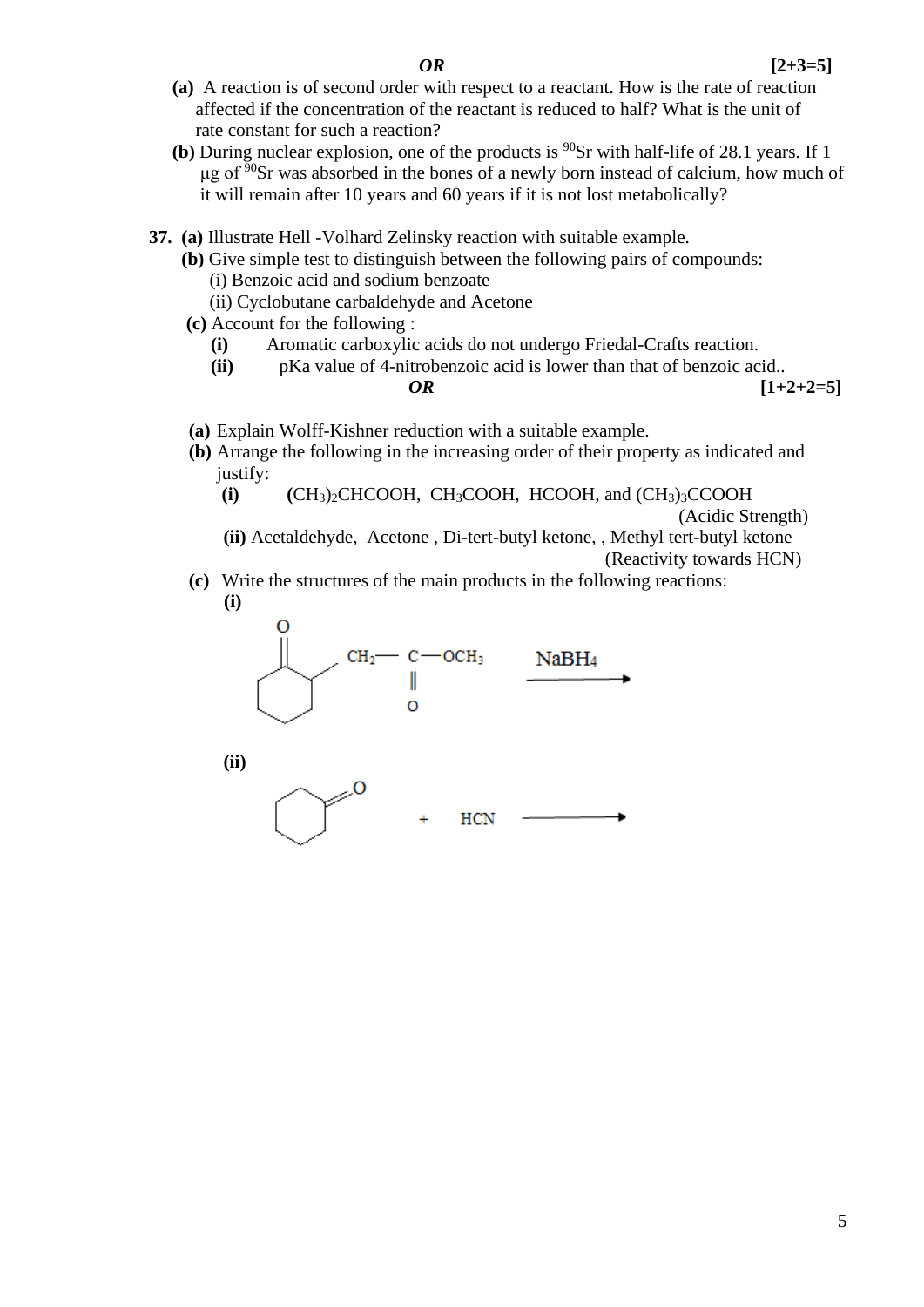***OR*** **[2+3=5]**

**(a)** A reaction is of second order with respect to a reactant. How is the rate of reaction affected if the concentration of the reactant is reduced to half? What is the unit of rate constant for such a reaction?

**(b)** During nuclear explosion, one of the products is $^{90}Sr$ with half-life of 28.1 years. If 1 μg of $^{90}Sr$ was absorbed in the bones of a newly born instead of calcium, how much of it will remain after 10 years and 60 years if it is not lost metabolically?

**37.** **(a)** Illustrate Hell -Volhard Zelinsky reaction with suitable example.

**(b)** Give simple test to distinguish between the following pairs of compounds:

(i) Benzoic acid and sodium benzoate

(ii) Cyclobutane carbaldehyde and Acetone

**(c)** Account for the following :

**(i)** Aromatic carboxylic acids do not undergo Friedal-Crafts reaction.

**(ii)** pKa value of 4-nitrobenzoic acid is lower than that of benzoic acid..

***OR*** **[1+2+2=5]**

**(a)** Explain Wolff-Kishner reduction with a suitable example.

**(b)** Arrange the following in the increasing order of their property as indicated and justify:

**(i)** $(CH_3)_2CHCOOH$, $CH_3COOH$, $HCOOH$, and $(CH_3)_3CCOOH$ (Acidic Strength)

**(ii)** Acetaldehyde, Acetone , Di-tert-butyl ketone, , Methyl tert-butyl ketone (Reactivity towards HCN)

**(c)** Write the structures of the main products in the following reactions:

**(i)** (Cyclohexanone bearing a $CH_2-C(=O)-OCH_3$ group at the 2-position) $\xrightarrow{NaBH_4}$

**(ii)** (Cyclohexanone) + HCN $\longrightarrow$